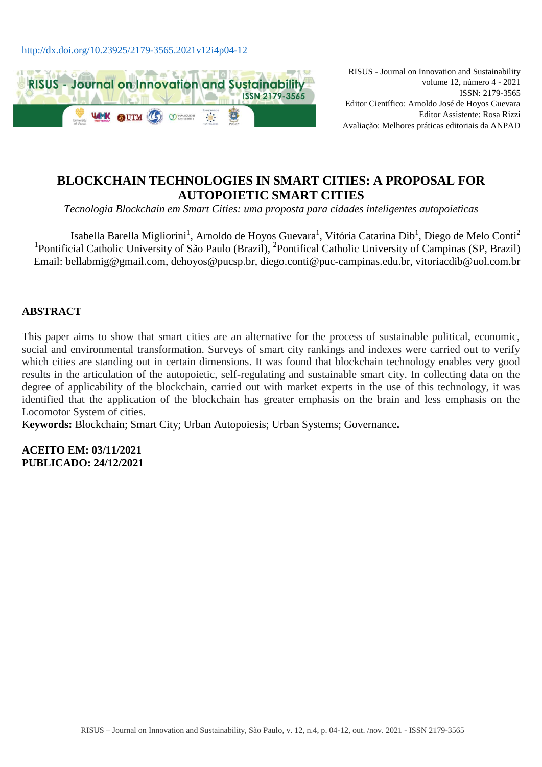http://dx.doi.org/10.23925/2179-3565.2021v12i4p04-12

RISUS - Journal on Innovation and Sustainability
volume 12, número 4 - 2021
ISSN: 2179-3565
Editor Científico: Arnoldo José de Hoyos Guevara
Editor Assistente: Rosa Rizzi
Avaliação: Melhores práticas editoriais da ANPAD

# BLOCKCHAIN TECHNOLOGIES IN SMART CITIES: A PROPOSAL FOR AUTOPOIETIC SMART CITIES

*Tecnologia Blockchain em Smart Cities: uma proposta para cidades inteligentes autopoieticas*

Isabella Barella Migliorini[1], Arnoldo de Hoyos Guevara[1], Vitória Catarina Dib[1], Diego de Melo Conti[2]
[1]Pontificial Catholic University of São Paulo (Brazil), [2]Pontifical Catholic University of Campinas (SP, Brazil)
Email: bellabmig@gmail.com, dehoyos@pucsp.br, diego.conti@puc-campinas.edu.br, vitoriacdib@uol.com.br

## ABSTRACT

This paper aims to show that smart cities are an alternative for the process of sustainable political, economic, social and environmental transformation. Surveys of smart city rankings and indexes were carried out to verify which cities are standing out in certain dimensions. It was found that blockchain technology enables very good results in the articulation of the autopoietic, self-regulating and sustainable smart city. In collecting data on the degree of applicability of the blockchain, carried out with market experts in the use of this technology, it was identified that the application of the blockchain has greater emphasis on the brain and less emphasis on the Locomotor System of cities.

**Keywords:** Blockchain; Smart City; Urban Autopoiesis; Urban Systems; Governance**.**

**ACEITO EM: 03/11/2021**
**PUBLICADO: 24/12/2021**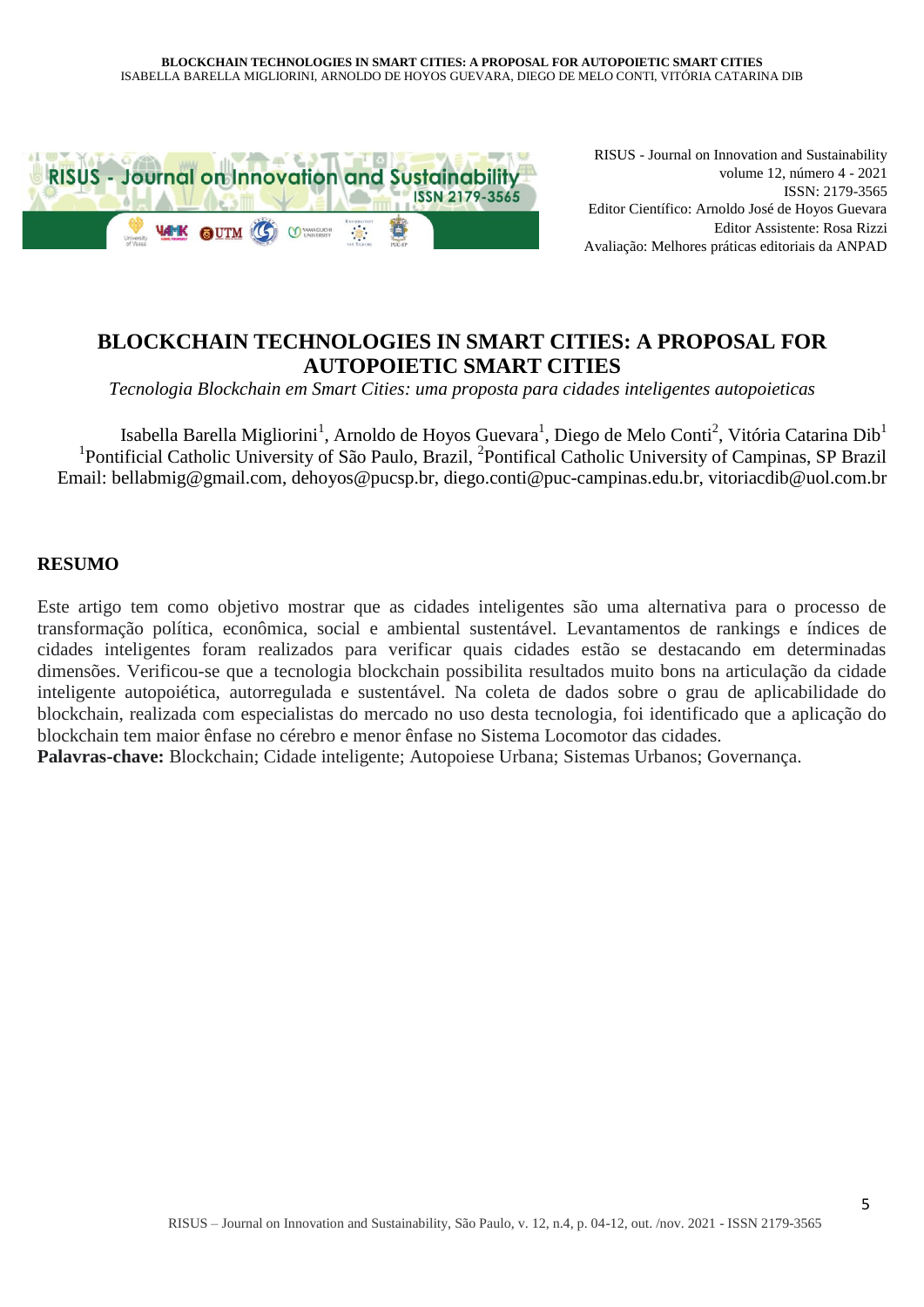RISUS - Journal on Innovation and Sustainability
volume 12, número 4 - 2021
ISSN: 2179-3565
Editor Científico: Arnoldo José de Hoyos Guevara
Editor Assistente: Rosa Rizzi
Avaliação: Melhores práticas editoriais da ANPAD

# BLOCKCHAIN TECHNOLOGIES IN SMART CITIES: A PROPOSAL FOR AUTOPOIETIC SMART CITIES

*Tecnologia Blockchain em Smart Cities: uma proposta para cidades inteligentes autopoieticas*

Isabella Barella Migliorini[1], Arnoldo de Hoyos Guevara[1], Diego de Melo Conti[2], Vitória Catarina Dib[1]
[1]Pontificial Catholic University of São Paulo, Brazil, [2]Pontifical Catholic University of Campinas, SP Brazil
Email: bellabmig@gmail.com, dehoyos@pucsp.br, diego.conti@puc-campinas.edu.br, vitoriacdib@uol.com.br

## RESUMO

Este artigo tem como objetivo mostrar que as cidades inteligentes são uma alternativa para o processo de transformação política, econômica, social e ambiental sustentável. Levantamentos de rankings e índices de cidades inteligentes foram realizados para verificar quais cidades estão se destacando em determinadas dimensões. Verificou-se que a tecnologia blockchain possibilita resultados muito bons na articulação da cidade inteligente autopoiética, autorregulada e sustentável. Na coleta de dados sobre o grau de aplicabilidade do blockchain, realizada com especialistas do mercado no uso desta tecnologia, foi identificado que a aplicação do blockchain tem maior ênfase no cérebro e menor ênfase no Sistema Locomotor das cidades.

**Palavras-chave:** Blockchain; Cidade inteligente; Autopoiese Urbana; Sistemas Urbanos; Governança.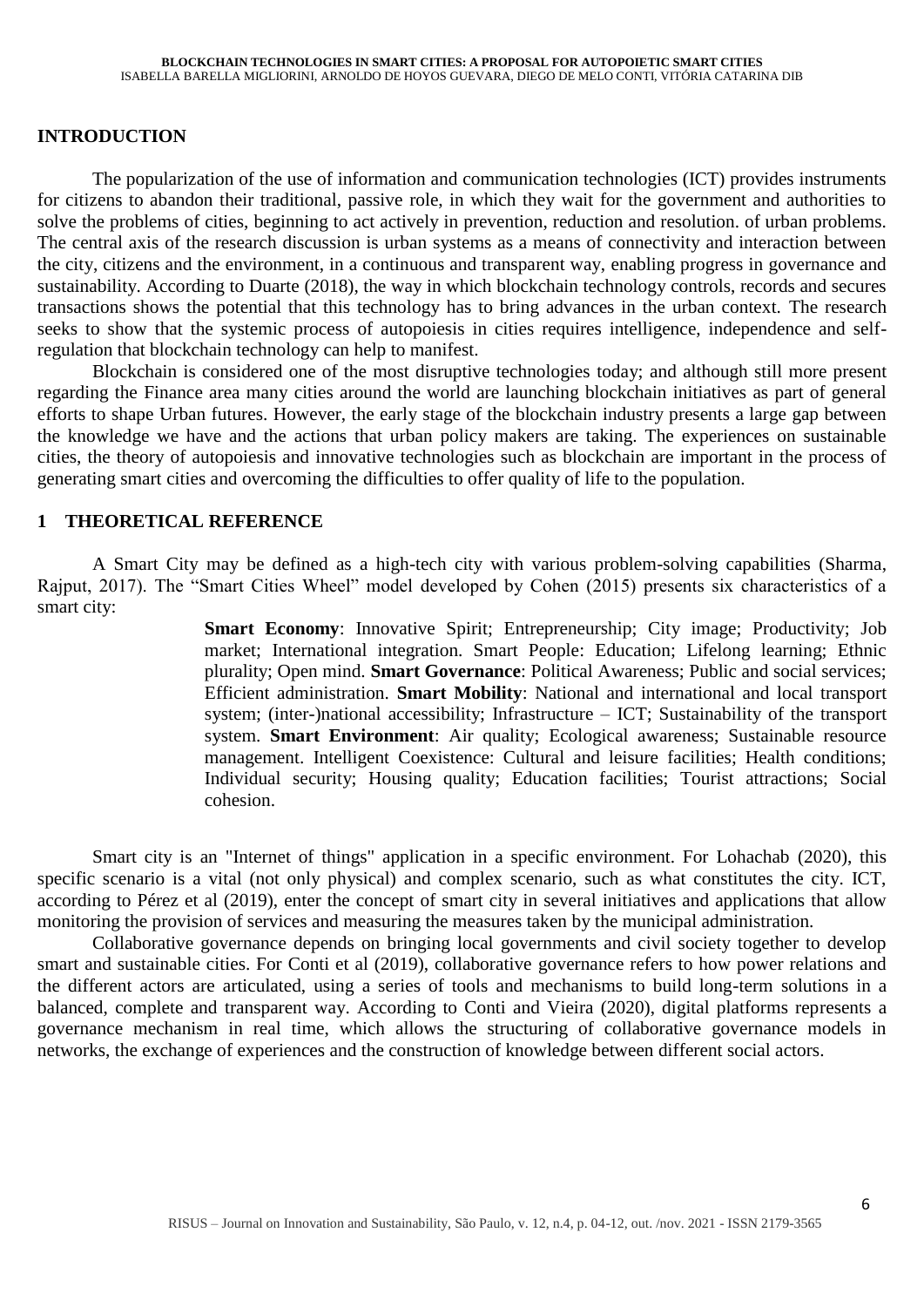## INTRODUCTION

The popularization of the use of information and communication technologies (ICT) provides instruments for citizens to abandon their traditional, passive role, in which they wait for the government and authorities to solve the problems of cities, beginning to act actively in prevention, reduction and resolution. of urban problems. The central axis of the research discussion is urban systems as a means of connectivity and interaction between the city, citizens and the environment, in a continuous and transparent way, enabling progress in governance and sustainability. According to Duarte (2018), the way in which blockchain technology controls, records and secures transactions shows the potential that this technology has to bring advances in the urban context. The research seeks to show that the systemic process of autopoiesis in cities requires intelligence, independence and self-regulation that blockchain technology can help to manifest.

Blockchain is considered one of the most disruptive technologies today; and although still more present regarding the Finance area many cities around the world are launching blockchain initiatives as part of general efforts to shape Urban futures. However, the early stage of the blockchain industry presents a large gap between the knowledge we have and the actions that urban policy makers are taking. The experiences on sustainable cities, the theory of autopoiesis and innovative technologies such as blockchain are important in the process of generating smart cities and overcoming the difficulties to offer quality of life to the population.

## 1 THEORETICAL REFERENCE

A Smart City may be defined as a high-tech city with various problem-solving capabilities (Sharma, Rajput, 2017). The "Smart Cities Wheel" model developed by Cohen (2015) presents six characteristics of a smart city:

> **Smart Economy**: Innovative Spirit; Entrepreneurship; City image; Productivity; Job market; International integration. Smart People: Education; Lifelong learning; Ethnic plurality; Open mind. **Smart Governance**: Political Awareness; Public and social services; Efficient administration. **Smart Mobility**: National and international and local transport system; (inter-)national accessibility; Infrastructure – ICT; Sustainability of the transport system. **Smart Environment**: Air quality; Ecological awareness; Sustainable resource management. Intelligent Coexistence: Cultural and leisure facilities; Health conditions; Individual security; Housing quality; Education facilities; Tourist attractions; Social cohesion.

Smart city is an "Internet of things" application in a specific environment. For Lohachab (2020), this specific scenario is a vital (not only physical) and complex scenario, such as what constitutes the city. ICT, according to Pérez et al (2019), enter the concept of smart city in several initiatives and applications that allow monitoring the provision of services and measuring the measures taken by the municipal administration.

Collaborative governance depends on bringing local governments and civil society together to develop smart and sustainable cities. For Conti et al (2019), collaborative governance refers to how power relations and the different actors are articulated, using a series of tools and mechanisms to build long-term solutions in a balanced, complete and transparent way. According to Conti and Vieira (2020), digital platforms represents a governance mechanism in real time, which allows the structuring of collaborative governance models in networks, the exchange of experiences and the construction of knowledge between different social actors.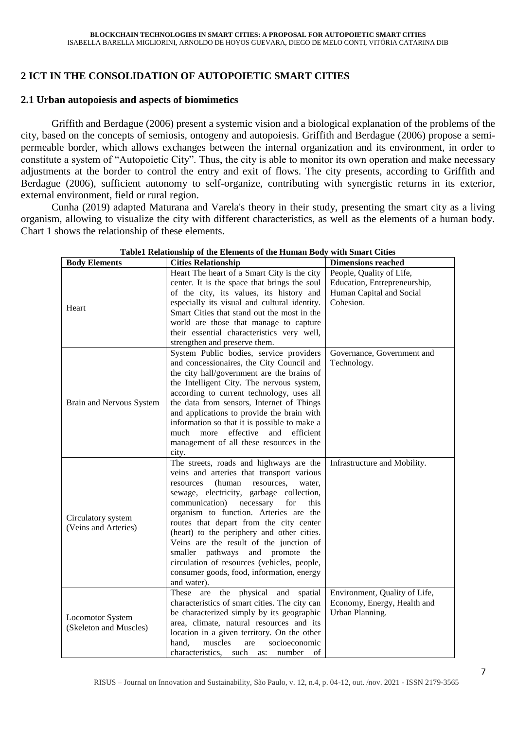## 2 ICT IN THE CONSOLIDATION OF AUTOPOIETIC SMART CITIES

### 2.1 Urban autopoiesis and aspects of biomimetics

Griffith and Berdague (2006) present a systemic vision and a biological explanation of the problems of the city, based on the concepts of semiosis, ontogeny and autopoiesis. Griffith and Berdague (2006) propose a semi-permeable border, which allows exchanges between the internal organization and its environment, in order to constitute a system of "Autopoietic City". Thus, the city is able to monitor its own operation and make necessary adjustments at the border to control the entry and exit of flows. The city presents, according to Griffith and Berdague (2006), sufficient autonomy to self-organize, contributing with synergistic returns in its exterior, external environment, field or rural region.

Cunha (2019) adapted Maturana and Varela's theory in their study, presenting the smart city as a living organism, allowing to visualize the city with different characteristics, as well as the elements of a human body. Chart 1 shows the relationship of these elements.

**Table1 Relationship of the Elements of the Human Body with Smart Cities**

| Body Elements | Cities Relationship | Dimensions reached |
|---|---|---|
| Heart | Heart The heart of a Smart City is the city center. It is the space that brings the soul of the city, its values, its history and especially its visual and cultural identity. Smart Cities that stand out the most in the world are those that manage to capture their essential characteristics very well, strengthen and preserve them. | People, Quality of Life, Education, Entrepreneurship, Human Capital and Social Cohesion. |
| Brain and Nervous System | System Public bodies, service providers and concessionaires, the City Council and the city hall/government are the brains of the Intelligent City. The nervous system, according to current technology, uses all the data from sensors, Internet of Things and applications to provide the brain with information so that it is possible to make a much more effective and efficient management of all these resources in the city. | Governance, Government and Technology. |
| Circulatory system (Veins and Arteries) | The streets, roads and highways are the veins and arteries that transport various resources (human resources, water, sewage, electricity, garbage collection, communication) necessary for this organism to function. Arteries are the routes that depart from the city center (heart) to the periphery and other cities. Veins are the result of the junction of smaller pathways and promote the circulation of resources (vehicles, people, consumer goods, food, information, energy and water). | Infrastructure and Mobility. |
| Locomotor System (Skeleton and Muscles) | These are the physical and spatial characteristics of smart cities. The city can be characterized simply by its geographic area, climate, natural resources and its location in a given territory. On the other hand, muscles are socioeconomic characteristics, such as: number of | Environment, Quality of Life, Economy, Energy, Health and Urban Planning. |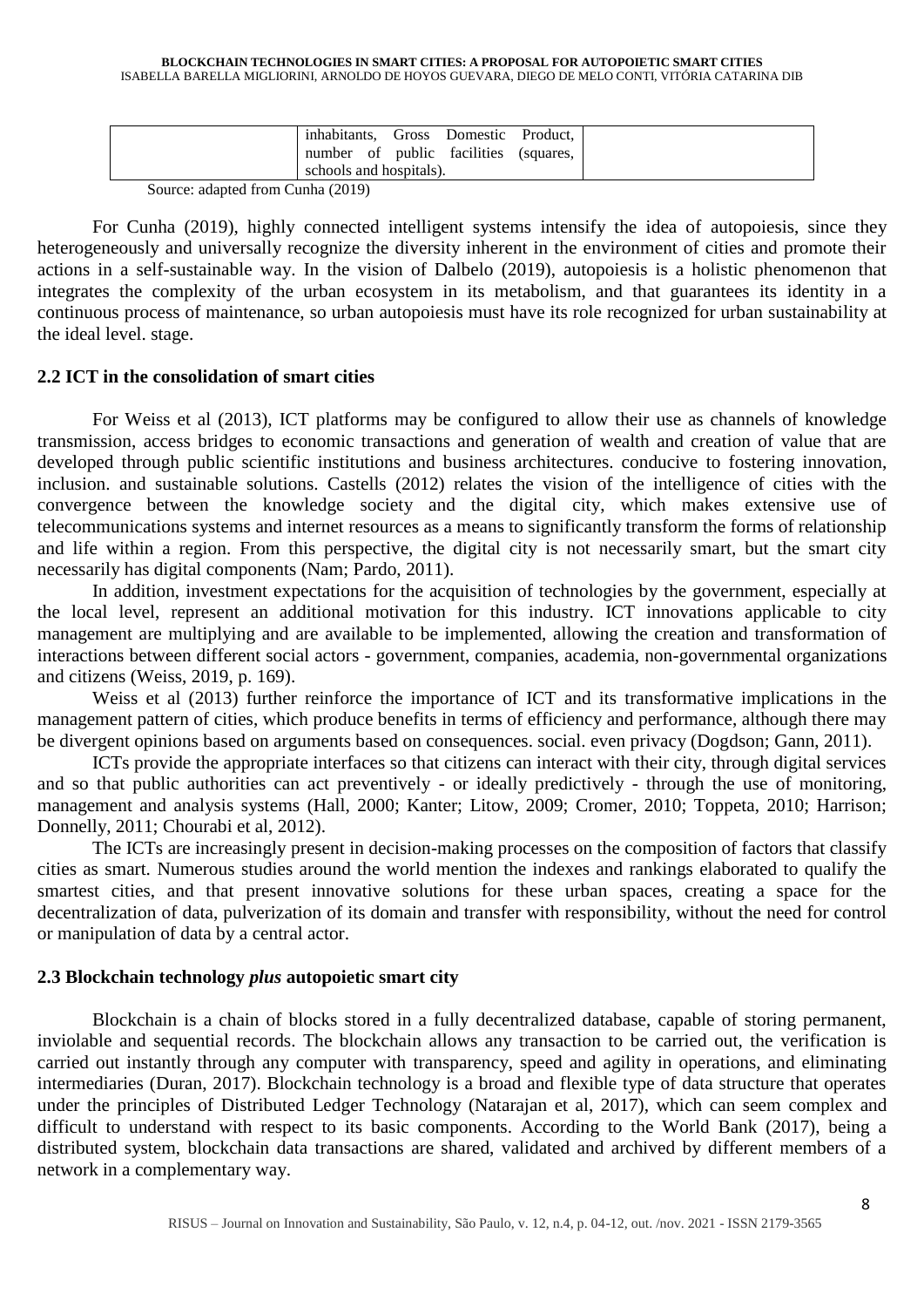|  | inhabitants, Gross Domestic Product, number of public facilities (squares, schools and hospitals). |  |
|---|---|---|

Source: adapted from Cunha (2019)

For Cunha (2019), highly connected intelligent systems intensify the idea of autopoiesis, since they heterogeneously and universally recognize the diversity inherent in the environment of cities and promote their actions in a self-sustainable way. In the vision of Dalbelo (2019), autopoiesis is a holistic phenomenon that integrates the complexity of the urban ecosystem in its metabolism, and that guarantees its identity in a continuous process of maintenance, so urban autopoiesis must have its role recognized for urban sustainability at the ideal level. stage.

## 2.2 ICT in the consolidation of smart cities

For Weiss et al (2013), ICT platforms may be configured to allow their use as channels of knowledge transmission, access bridges to economic transactions and generation of wealth and creation of value that are developed through public scientific institutions and business architectures. conducive to fostering innovation, inclusion. and sustainable solutions. Castells (2012) relates the vision of the intelligence of cities with the convergence between the knowledge society and the digital city, which makes extensive use of telecommunications systems and internet resources as a means to significantly transform the forms of relationship and life within a region. From this perspective, the digital city is not necessarily smart, but the smart city necessarily has digital components (Nam; Pardo, 2011).

In addition, investment expectations for the acquisition of technologies by the government, especially at the local level, represent an additional motivation for this industry. ICT innovations applicable to city management are multiplying and are available to be implemented, allowing the creation and transformation of interactions between different social actors - government, companies, academia, non-governmental organizations and citizens (Weiss, 2019, p. 169).

Weiss et al (2013) further reinforce the importance of ICT and its transformative implications in the management pattern of cities, which produce benefits in terms of efficiency and performance, although there may be divergent opinions based on arguments based on consequences. social. even privacy (Dogdson; Gann, 2011).

ICTs provide the appropriate interfaces so that citizens can interact with their city, through digital services and so that public authorities can act preventively - or ideally predictively - through the use of monitoring, management and analysis systems (Hall, 2000; Kanter; Litow, 2009; Cromer, 2010; Toppeta, 2010; Harrison; Donnelly, 2011; Chourabi et al, 2012).

The ICTs are increasingly present in decision-making processes on the composition of factors that classify cities as smart. Numerous studies around the world mention the indexes and rankings elaborated to qualify the smartest cities, and that present innovative solutions for these urban spaces, creating a space for the decentralization of data, pulverization of its domain and transfer with responsibility, without the need for control or manipulation of data by a central actor.

## 2.3 Blockchain technology *plus* autopoietic smart city

Blockchain is a chain of blocks stored in a fully decentralized database, capable of storing permanent, inviolable and sequential records. The blockchain allows any transaction to be carried out, the verification is carried out instantly through any computer with transparency, speed and agility in operations, and eliminating intermediaries (Duran, 2017). Blockchain technology is a broad and flexible type of data structure that operates under the principles of Distributed Ledger Technology (Natarajan et al, 2017), which can seem complex and difficult to understand with respect to its basic components. According to the World Bank (2017), being a distributed system, blockchain data transactions are shared, validated and archived by different members of a network in a complementary way.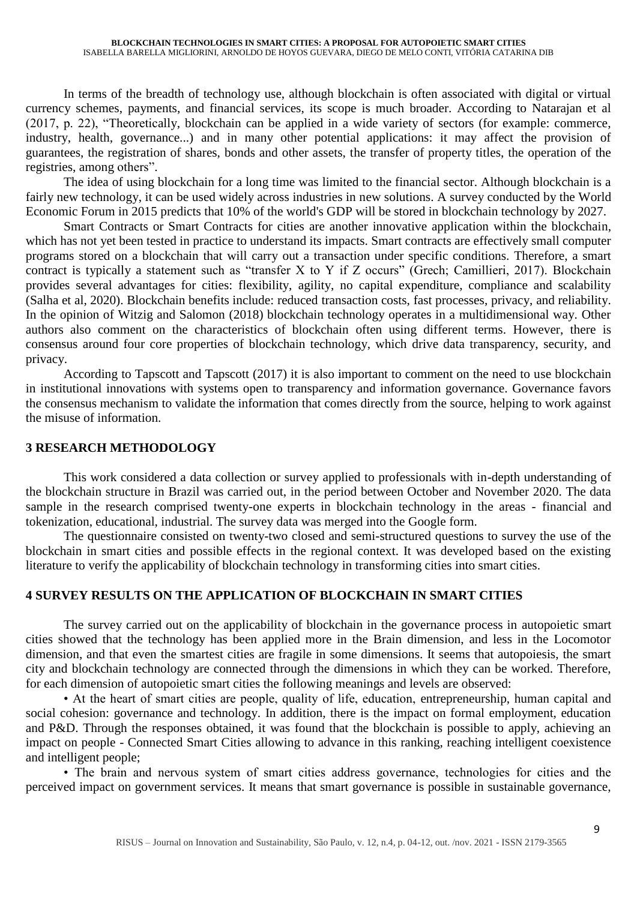In terms of the breadth of technology use, although blockchain is often associated with digital or virtual currency schemes, payments, and financial services, its scope is much broader. According to Natarajan et al (2017, p. 22), "Theoretically, blockchain can be applied in a wide variety of sectors (for example: commerce, industry, health, governance...) and in many other potential applications: it may affect the provision of guarantees, the registration of shares, bonds and other assets, the transfer of property titles, the operation of the registries, among others".

The idea of using blockchain for a long time was limited to the financial sector. Although blockchain is a fairly new technology, it can be used widely across industries in new solutions. A survey conducted by the World Economic Forum in 2015 predicts that 10% of the world's GDP will be stored in blockchain technology by 2027.

Smart Contracts or Smart Contracts for cities are another innovative application within the blockchain, which has not yet been tested in practice to understand its impacts. Smart contracts are effectively small computer programs stored on a blockchain that will carry out a transaction under specific conditions. Therefore, a smart contract is typically a statement such as "transfer X to Y if Z occurs" (Grech; Camillieri, 2017). Blockchain provides several advantages for cities: flexibility, agility, no capital expenditure, compliance and scalability (Salha et al, 2020). Blockchain benefits include: reduced transaction costs, fast processes, privacy, and reliability. In the opinion of Witzig and Salomon (2018) blockchain technology operates in a multidimensional way. Other authors also comment on the characteristics of blockchain often using different terms. However, there is consensus around four core properties of blockchain technology, which drive data transparency, security, and privacy.

According to Tapscott and Tapscott (2017) it is also important to comment on the need to use blockchain in institutional innovations with systems open to transparency and information governance. Governance favors the consensus mechanism to validate the information that comes directly from the source, helping to work against the misuse of information.

## 3 RESEARCH METHODOLOGY

This work considered a data collection or survey applied to professionals with in-depth understanding of the blockchain structure in Brazil was carried out, in the period between October and November 2020. The data sample in the research comprised twenty-one experts in blockchain technology in the areas - financial and tokenization, educational, industrial. The survey data was merged into the Google form.

The questionnaire consisted on twenty-two closed and semi-structured questions to survey the use of the blockchain in smart cities and possible effects in the regional context. It was developed based on the existing literature to verify the applicability of blockchain technology in transforming cities into smart cities.

## 4 SURVEY RESULTS ON THE APPLICATION OF BLOCKCHAIN IN SMART CITIES

The survey carried out on the applicability of blockchain in the governance process in autopoietic smart cities showed that the technology has been applied more in the Brain dimension, and less in the Locomotor dimension, and that even the smartest cities are fragile in some dimensions. It seems that autopoiesis, the smart city and blockchain technology are connected through the dimensions in which they can be worked. Therefore, for each dimension of autopoietic smart cities the following meanings and levels are observed:

- At the heart of smart cities are people, quality of life, education, entrepreneurship, human capital and social cohesion: governance and technology. In addition, there is the impact on formal employment, education and P&D. Through the responses obtained, it was found that the blockchain is possible to apply, achieving an impact on people - Connected Smart Cities allowing to advance in this ranking, reaching intelligent coexistence and intelligent people;
- The brain and nervous system of smart cities address governance, technologies for cities and the perceived impact on government services. It means that smart governance is possible in sustainable governance,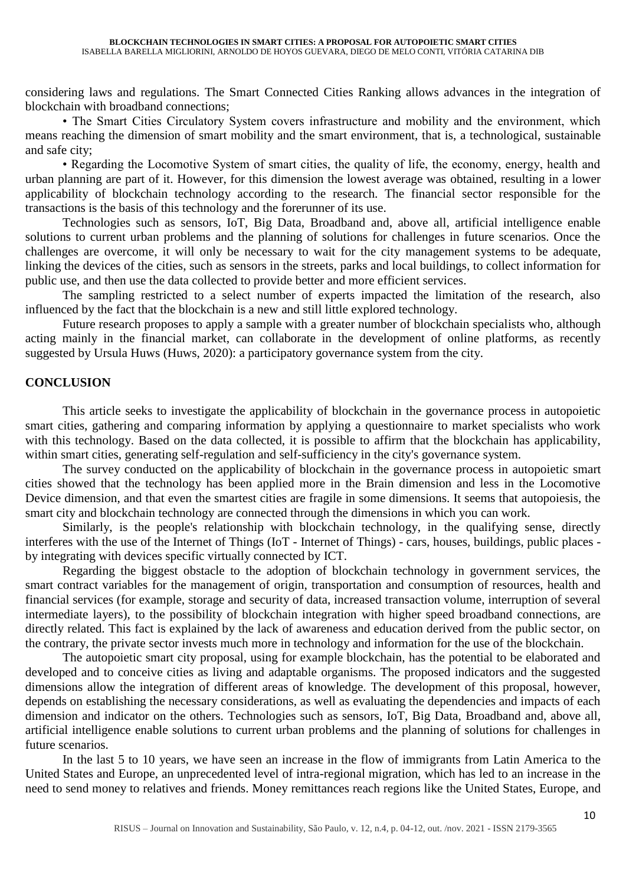considering laws and regulations. The Smart Connected Cities Ranking allows advances in the integration of blockchain with broadband connections;

• The Smart Cities Circulatory System covers infrastructure and mobility and the environment, which means reaching the dimension of smart mobility and the smart environment, that is, a technological, sustainable and safe city;

• Regarding the Locomotive System of smart cities, the quality of life, the economy, energy, health and urban planning are part of it. However, for this dimension the lowest average was obtained, resulting in a lower applicability of blockchain technology according to the research. The financial sector responsible for the transactions is the basis of this technology and the forerunner of its use.

Technologies such as sensors, IoT, Big Data, Broadband and, above all, artificial intelligence enable solutions to current urban problems and the planning of solutions for challenges in future scenarios. Once the challenges are overcome, it will only be necessary to wait for the city management systems to be adequate, linking the devices of the cities, such as sensors in the streets, parks and local buildings, to collect information for public use, and then use the data collected to provide better and more efficient services.

The sampling restricted to a select number of experts impacted the limitation of the research, also influenced by the fact that the blockchain is a new and still little explored technology.

Future research proposes to apply a sample with a greater number of blockchain specialists who, although acting mainly in the financial market, can collaborate in the development of online platforms, as recently suggested by Ursula Huws (Huws, 2020): a participatory governance system from the city.

## CONCLUSION

This article seeks to investigate the applicability of blockchain in the governance process in autopoietic smart cities, gathering and comparing information by applying a questionnaire to market specialists who work with this technology. Based on the data collected, it is possible to affirm that the blockchain has applicability, within smart cities, generating self-regulation and self-sufficiency in the city's governance system.

The survey conducted on the applicability of blockchain in the governance process in autopoietic smart cities showed that the technology has been applied more in the Brain dimension and less in the Locomotive Device dimension, and that even the smartest cities are fragile in some dimensions. It seems that autopoiesis, the smart city and blockchain technology are connected through the dimensions in which you can work.

Similarly, is the people's relationship with blockchain technology, in the qualifying sense, directly interferes with the use of the Internet of Things (IoT - Internet of Things) - cars, houses, buildings, public places - by integrating with devices specific virtually connected by ICT.

Regarding the biggest obstacle to the adoption of blockchain technology in government services, the smart contract variables for the management of origin, transportation and consumption of resources, health and financial services (for example, storage and security of data, increased transaction volume, interruption of several intermediate layers), to the possibility of blockchain integration with higher speed broadband connections, are directly related. This fact is explained by the lack of awareness and education derived from the public sector, on the contrary, the private sector invests much more in technology and information for the use of the blockchain.

The autopoietic smart city proposal, using for example blockchain, has the potential to be elaborated and developed and to conceive cities as living and adaptable organisms. The proposed indicators and the suggested dimensions allow the integration of different areas of knowledge. The development of this proposal, however, depends on establishing the necessary considerations, as well as evaluating the dependencies and impacts of each dimension and indicator on the others. Technologies such as sensors, IoT, Big Data, Broadband and, above all, artificial intelligence enable solutions to current urban problems and the planning of solutions for challenges in future scenarios.

In the last 5 to 10 years, we have seen an increase in the flow of immigrants from Latin America to the United States and Europe, an unprecedented level of intra-regional migration, which has led to an increase in the need to send money to relatives and friends. Money remittances reach regions like the United States, Europe, and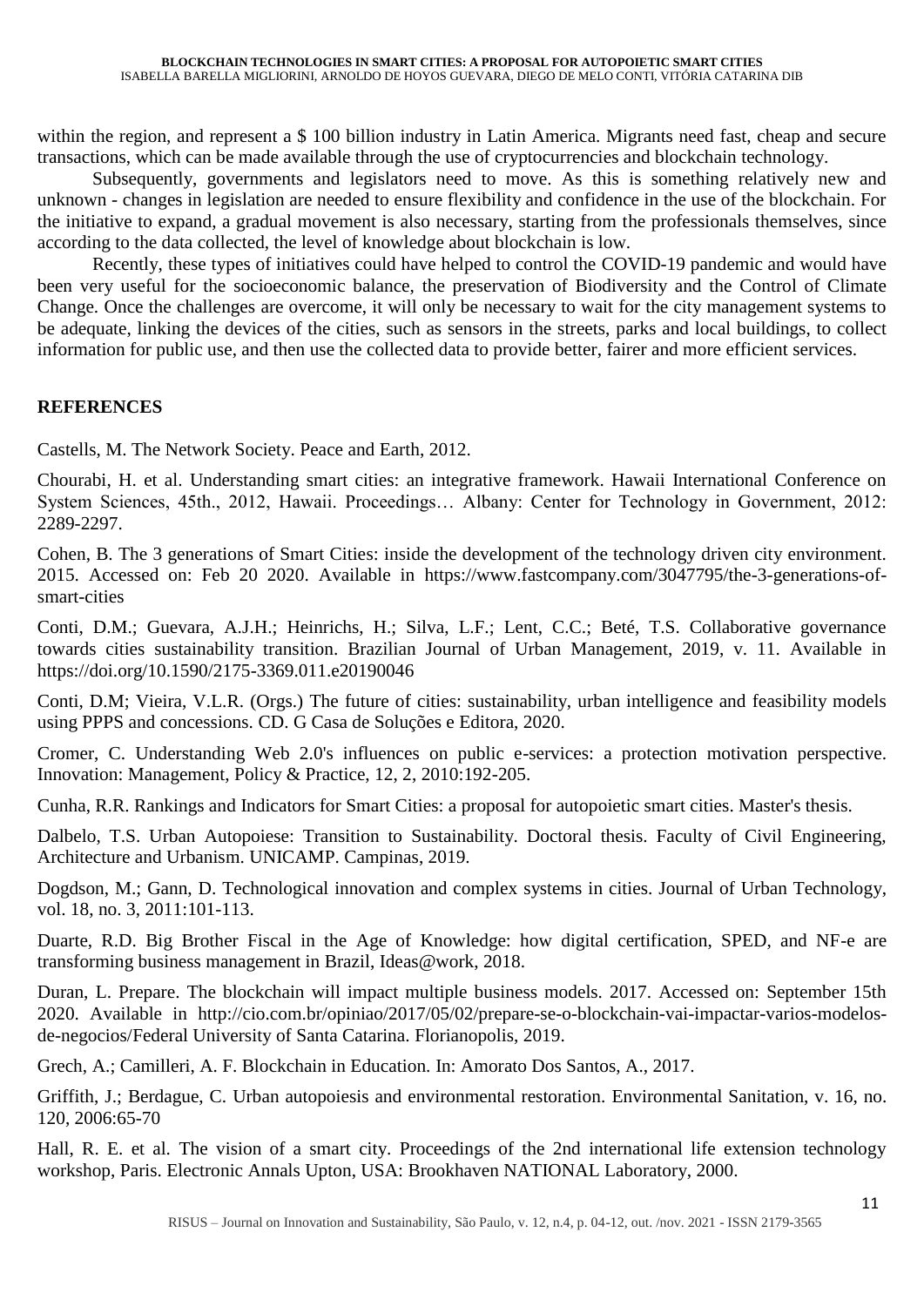within the region, and represent a $ 100 billion industry in Latin America. Migrants need fast, cheap and secure transactions, which can be made available through the use of cryptocurrencies and blockchain technology.

Subsequently, governments and legislators need to move. As this is something relatively new and unknown - changes in legislation are needed to ensure flexibility and confidence in the use of the blockchain. For the initiative to expand, a gradual movement is also necessary, starting from the professionals themselves, since according to the data collected, the level of knowledge about blockchain is low.

Recently, these types of initiatives could have helped to control the COVID-19 pandemic and would have been very useful for the socioeconomic balance, the preservation of Biodiversity and the Control of Climate Change. Once the challenges are overcome, it will only be necessary to wait for the city management systems to be adequate, linking the devices of the cities, such as sensors in the streets, parks and local buildings, to collect information for public use, and then use the collected data to provide better, fairer and more efficient services.

## REFERENCES

Castells, M. The Network Society. Peace and Earth, 2012.

Chourabi, H. et al. Understanding smart cities: an integrative framework. Hawaii International Conference on System Sciences, 45th., 2012, Hawaii. Proceedings… Albany: Center for Technology in Government, 2012: 2289-2297.

Cohen, B. The 3 generations of Smart Cities: inside the development of the technology driven city environment. 2015. Accessed on: Feb 20 2020. Available in https://www.fastcompany.com/3047795/the-3-generations-of-smart-cities

Conti, D.M.; Guevara, A.J.H.; Heinrichs, H.; Silva, L.F.; Lent, C.C.; Beté, T.S. Collaborative governance towards cities sustainability transition. Brazilian Journal of Urban Management, 2019, v. 11. Available in https://doi.org/10.1590/2175-3369.011.e20190046

Conti, D.M; Vieira, V.L.R. (Orgs.) The future of cities: sustainability, urban intelligence and feasibility models using PPPS and concessions. CD. G Casa de Soluções e Editora, 2020.

Cromer, C. Understanding Web 2.0's influences on public e-services: a protection motivation perspective. Innovation: Management, Policy & Practice, 12, 2, 2010:192-205.

Cunha, R.R. Rankings and Indicators for Smart Cities: a proposal for autopoietic smart cities. Master's thesis.

Dalbelo, T.S. Urban Autopoiese: Transition to Sustainability. Doctoral thesis. Faculty of Civil Engineering, Architecture and Urbanism. UNICAMP. Campinas, 2019.

Dogdson, M.; Gann, D. Technological innovation and complex systems in cities. Journal of Urban Technology, vol. 18, no. 3, 2011:101-113.

Duarte, R.D. Big Brother Fiscal in the Age of Knowledge: how digital certification, SPED, and NF-e are transforming business management in Brazil, Ideas@work, 2018.

Duran, L. Prepare. The blockchain will impact multiple business models. 2017. Accessed on: September 15th 2020. Available in http://cio.com.br/opiniao/2017/05/02/prepare-se-o-blockchain-vai-impactar-varios-modelos-de-negocios/Federal University of Santa Catarina. Florianopolis, 2019.

Grech, A.; Camilleri, A. F. Blockchain in Education. In: Amorato Dos Santos, A., 2017.

Griffith, J.; Berdague, C. Urban autopoiesis and environmental restoration. Environmental Sanitation, v. 16, no. 120, 2006:65-70

Hall, R. E. et al. The vision of a smart city. Proceedings of the 2nd international life extension technology workshop, Paris. Electronic Annals Upton, USA: Brookhaven NATIONAL Laboratory, 2000.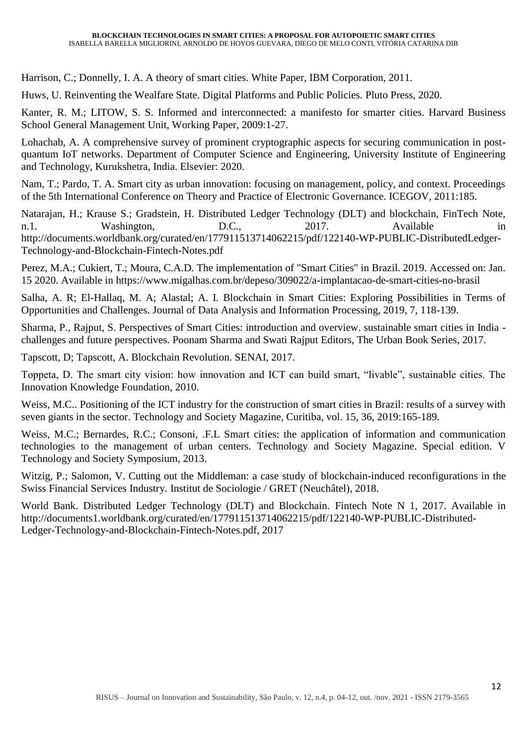Harrison, C.; Donnelly, I. A. A theory of smart cities. White Paper, IBM Corporation, 2011.

Huws, U. Reinventing the Wealfare State. Digital Platforms and Public Policies. Pluto Press, 2020.

Kanter, R. M.; LITOW, S. S. Informed and interconnected: a manifesto for smarter cities. Harvard Business School General Management Unit, Working Paper, 2009:1-27.

Lohachab, A. A comprehensive survey of prominent cryptographic aspects for securing communication in post-quantum IoT networks. Department of Computer Science and Engineering, University Institute of Engineering and Technology, Kurukshetra, India. Elsevier: 2020.

Nam, T.; Pardo, T. A. Smart city as urban innovation: focusing on management, policy, and context. Proceedings of the 5th International Conference on Theory and Practice of Electronic Governance. ICEGOV, 2011:185.

Natarajan, H.; Krause S.; Gradstein, H. Distributed Ledger Technology (DLT) and blockchain, FinTech Note, n.1. Washington, D.C., 2017. Available in http://documents.worldbank.org/curated/en/177911513714062215/pdf/122140-WP-PUBLIC-DistributedLedger-Technology-and-Blockchain-Fintech-Notes.pdf

Perez, M.A.; Cukiert, T.; Moura, C.A.D. The implementation of "Smart Cities" in Brazil. 2019. Accessed on: Jan. 15 2020. Available in https://www.migalhas.com.br/depeso/309022/a-implantacao-de-smart-cities-no-brasil

Salha, A. R; El-Hallaq, M. A; Alastal; A. I. Blockchain in Smart Cities: Exploring Possibilities in Terms of Opportunities and Challenges. Journal of Data Analysis and Information Processing, 2019, 7, 118-139.

Sharma, P., Rajput, S. Perspectives of Smart Cities: introduction and overview. sustainable smart cities in India - challenges and future perspectives. Poonam Sharma and Swati Rajput Editors, The Urban Book Series, 2017.

Tapscott, D; Tapscott, A. Blockchain Revolution. SENAI, 2017.

Toppeta, D. The smart city vision: how innovation and ICT can build smart, "livable", sustainable cities. The Innovation Knowledge Foundation, 2010.

Weiss, M.C.. Positioning of the ICT industry for the construction of smart cities in Brazil: results of a survey with seven giants in the sector. Technology and Society Magazine, Curitiba, vol. 15, 36, 2019:165-189.

Weiss, M.C.; Bernardes, R.C.; Consoni, .F.L Smart cities: the application of information and communication technologies to the management of urban centers. Technology and Society Magazine. Special edition. V Technology and Society Symposium, 2013.

Witzig, P.; Salomon, V. Cutting out the Middleman: a case study of blockchain-induced reconfigurations in the Swiss Financial Services Industry. Institut de Sociologie / GRET (Neuchâtel), 2018.

World Bank. Distributed Ledger Technology (DLT) and Blockchain. Fintech Note N 1, 2017. Available in http://documents1.worldbank.org/curated/en/177911513714062215/pdf/122140-WP-PUBLIC-Distributed-Ledger-Technology-and-Blockchain-Fintech-Notes.pdf, 2017